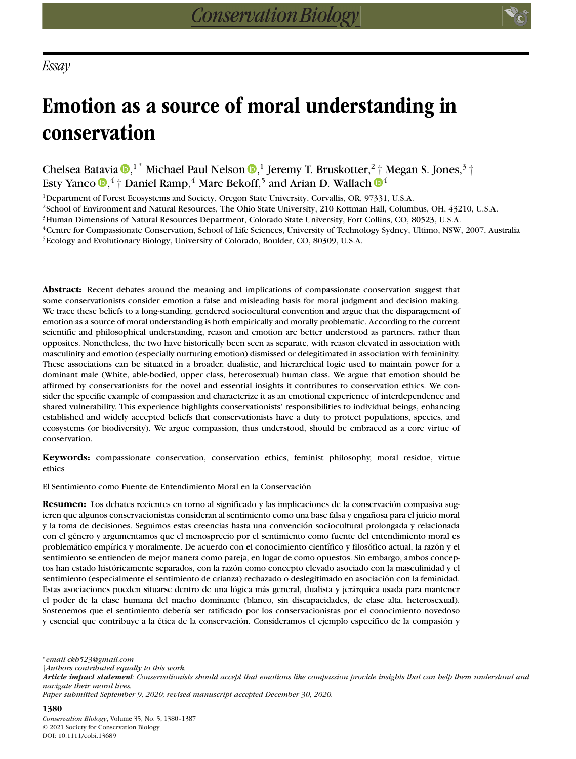*Essay*

# Emotion as a source of moral understanding in conservation

Chelsea Batavia,[1*] Michael Paul Nelson,[1] Jeremy T. Bruskotter,[2†] Megan S. Jones,[3†] Esty Yanco,[4†] Daniel Ramp,[4] Marc Bekoff,[5] and Arian D. Wallach[4]

[1]Department of Forest Ecosystems and Society, Oregon State University, Corvallis, OR, 97331, U.S.A.
[2]School of Environment and Natural Resources, The Ohio State University, 210 Kottman Hall, Columbus, OH, 43210, U.S.A.
[3]Human Dimensions of Natural Resources Department, Colorado State University, Fort Collins, CO, 80523, U.S.A.
[4]Centre for Compassionate Conservation, School of Life Sciences, University of Technology Sydney, Ultimo, NSW, 2007, Australia
[5]Ecology and Evolutionary Biology, University of Colorado, Boulder, CO, 80309, U.S.A.

**Abstract:** Recent debates around the meaning and implications of compassionate conservation suggest that some conservationists consider emotion a false and misleading basis for moral judgment and decision making. We trace these beliefs to a long-standing, gendered sociocultural convention and argue that the disparagement of emotion as a source of moral understanding is both empirically and morally problematic. According to the current scientific and philosophical understanding, reason and emotion are better understood as partners, rather than opposites. Nonetheless, the two have historically been seen as separate, with reason elevated in association with masculinity and emotion (especially nurturing emotion) dismissed or delegitimated in association with femininity. These associations can be situated in a broader, dualistic, and hierarchical logic used to maintain power for a dominant male (White, able-bodied, upper class, heterosexual) human class. We argue that emotion should be affirmed by conservationists for the novel and essential insights it contributes to conservation ethics. We consider the specific example of compassion and characterize it as an emotional experience of interdependence and shared vulnerability. This experience highlights conservationists' responsibilities to individual beings, enhancing established and widely accepted beliefs that conservationists have a duty to protect populations, species, and ecosystems (or biodiversity). We argue compassion, thus understood, should be embraced as a core virtue of conservation.

**Keywords:** compassionate conservation, conservation ethics, feminist philosophy, moral residue, virtue ethics

El Sentimiento como Fuente de Entendimiento Moral en la Conservación

**Resumen:** Los debates recientes en torno al significado y las implicaciones de la conservación compasiva sugieren que algunos conservacionistas consideran al sentimiento como una base falsa y engañosa para el juicio moral y la toma de decisiones. Seguimos estas creencias hasta una convención sociocultural prolongada y relacionada con el género y argumentamos que el menosprecio por el sentimiento como fuente del entendimiento moral es problemático empírica y moralmente. De acuerdo con el conocimiento científico y filosófico actual, la razón y el sentimiento se entienden de mejor manera como pareja, en lugar de como opuestos. Sin embargo, ambos conceptos han estado históricamente separados, con la razón como concepto elevado asociado con la masculinidad y el sentimiento (especialmente el sentimiento de crianza) rechazado o deslegitimado en asociación con la feminidad. Estas asociaciones pueden situarse dentro de una lógica más general, dualista y jerárquica usada para mantener el poder de la clase humana del macho dominante (blanco, sin discapacidades, de clase alta, heterosexual). Sostenemos que el sentimiento debería ser ratificado por los conservacionistas por el conocimiento novedoso y esencial que contribuye a la ética de la conservación. Consideramos el ejemplo específico de la compasión y

*email ckb523@gmail.com
†Authors contributed equally to this work.
***Article impact statement**: Conservationists should accept that emotions like compassion provide insights that can help them understand and navigate their moral lives.*
*Paper submitted September 9, 2020; revised manuscript accepted December 30, 2020.*

© 2021 Society for Conservation Biology
DOI: 10.1111/cobi.13689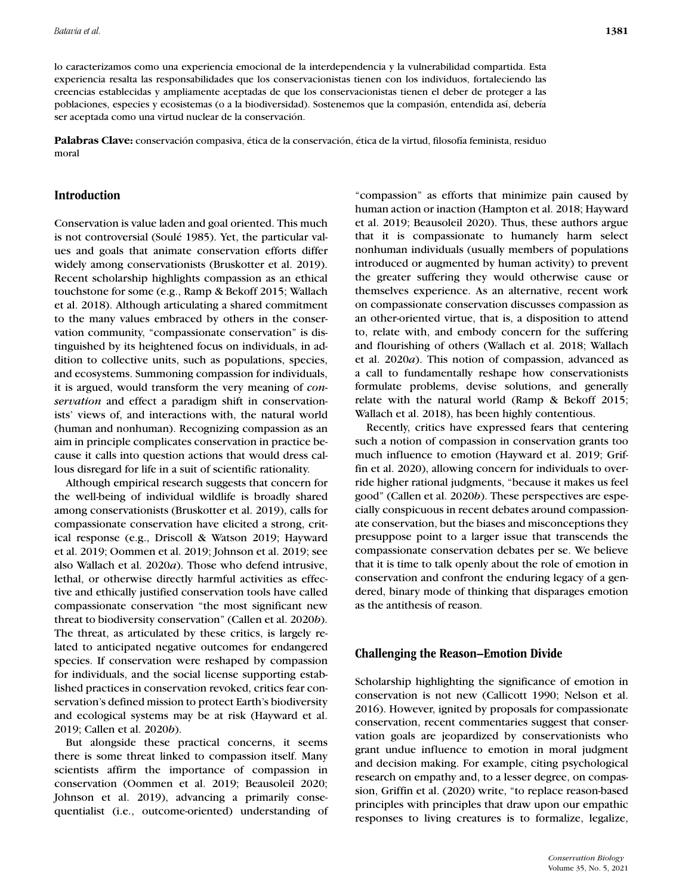lo caracterizamos como una experiencia emocional de la interdependencia y la vulnerabilidad compartida. Esta experiencia resalta las responsabilidades que los conservacionistas tienen con los individuos, fortaleciendo las creencias establecidas y ampliamente aceptadas de que los conservacionistas tienen el deber de proteger a las poblaciones, especies y ecosistemas (o a la biodiversidad). Sostenemos que la compasión, entendida así, debería ser aceptada como una virtud nuclear de la conservación.

**Palabras Clave:** conservación compasiva, ética de la conservación, ética de la virtud, filosofía feminista, residuo moral

## Introduction

Conservation is value laden and goal oriented. This much is not controversial (Soulé 1985). Yet, the particular values and goals that animate conservation efforts differ widely among conservationists (Bruskotter et al. 2019). Recent scholarship highlights compassion as an ethical touchstone for some (e.g., Ramp & Bekoff 2015; Wallach et al. 2018). Although articulating a shared commitment to the many values embraced by others in the conservation community, "compassionate conservation" is distinguished by its heightened focus on individuals, in addition to collective units, such as populations, species, and ecosystems. Summoning compassion for individuals, it is argued, would transform the very meaning of *conservation* and effect a paradigm shift in conservationists' views of, and interactions with, the natural world (human and nonhuman). Recognizing compassion as an aim in principle complicates conservation in practice because it calls into question actions that would dress callous disregard for life in a suit of scientific rationality.

Although empirical research suggests that concern for the well-being of individual wildlife is broadly shared among conservationists (Bruskotter et al. 2019), calls for compassionate conservation have elicited a strong, critical response (e.g., Driscoll & Watson 2019; Hayward et al. 2019; Oommen et al. 2019; Johnson et al. 2019; see also Wallach et al. 2020*a*). Those who defend intrusive, lethal, or otherwise directly harmful activities as effective and ethically justified conservation tools have called compassionate conservation "the most significant new threat to biodiversity conservation" (Callen et al. 2020*b*). The threat, as articulated by these critics, is largely related to anticipated negative outcomes for endangered species. If conservation were reshaped by compassion for individuals, and the social license supporting established practices in conservation revoked, critics fear conservation's defined mission to protect Earth's biodiversity and ecological systems may be at risk (Hayward et al. 2019; Callen et al. 2020*b*).

But alongside these practical concerns, it seems there is some threat linked to compassion itself. Many scientists affirm the importance of compassion in conservation (Oommen et al. 2019; Beausoleil 2020; Johnson et al. 2019), advancing a primarily consequentialist (i.e., outcome-oriented) understanding of "compassion" as efforts that minimize pain caused by human action or inaction (Hampton et al. 2018; Hayward et al. 2019; Beausoleil 2020). Thus, these authors argue that it is compassionate to humanely harm select nonhuman individuals (usually members of populations introduced or augmented by human activity) to prevent the greater suffering they would otherwise cause or themselves experience. As an alternative, recent work on compassionate conservation discusses compassion as an other-oriented virtue, that is, a disposition to attend to, relate with, and embody concern for the suffering and flourishing of others (Wallach et al. 2018; Wallach et al. 2020*a*). This notion of compassion, advanced as a call to fundamentally reshape how conservationists formulate problems, devise solutions, and generally relate with the natural world (Ramp & Bekoff 2015; Wallach et al. 2018), has been highly contentious.

Recently, critics have expressed fears that centering such a notion of compassion in conservation grants too much influence to emotion (Hayward et al. 2019; Griffin et al. 2020), allowing concern for individuals to override higher rational judgments, "because it makes us feel good" (Callen et al. 2020*b*). These perspectives are especially conspicuous in recent debates around compassionate conservation, but the biases and misconceptions they presuppose point to a larger issue that transcends the compassionate conservation debates per se. We believe that it is time to talk openly about the role of emotion in conservation and confront the enduring legacy of a gendered, binary mode of thinking that disparages emotion as the antithesis of reason.

## Challenging the Reason–Emotion Divide

Scholarship highlighting the significance of emotion in conservation is not new (Callicott 1990; Nelson et al. 2016). However, ignited by proposals for compassionate conservation, recent commentaries suggest that conservation goals are jeopardized by conservationists who grant undue influence to emotion in moral judgment and decision making. For example, citing psychological research on empathy and, to a lesser degree, on compassion, Griffin et al. (2020) write, "to replace reason-based principles with principles that draw upon our empathic responses to living creatures is to formalize, legalize,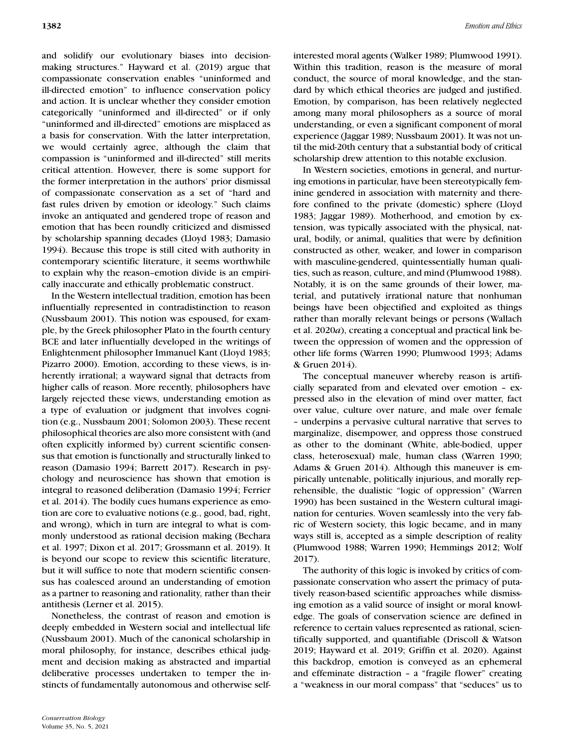and solidify our evolutionary biases into decision-making structures." Hayward et al. (2019) argue that compassionate conservation enables "uninformed and ill-directed emotion" to influence conservation policy and action. It is unclear whether they consider emotion categorically "uninformed and ill-directed" or if only "uninformed and ill-directed" emotions are misplaced as a basis for conservation. With the latter interpretation, we would certainly agree, although the claim that compassion is "uninformed and ill-directed" still merits critical attention. However, there is some support for the former interpretation in the authors' prior dismissal of compassionate conservation as a set of "hard and fast rules driven by emotion or ideology." Such claims invoke an antiquated and gendered trope of reason and emotion that has been roundly criticized and dismissed by scholarship spanning decades (Lloyd 1983; Damasio 1994). Because this trope is still cited with authority in contemporary scientific literature, it seems worthwhile to explain why the reason–emotion divide is an empirically inaccurate and ethically problematic construct.

In the Western intellectual tradition, emotion has been influentially represented in contradistinction to reason (Nussbaum 2001). This notion was espoused, for example, by the Greek philosopher Plato in the fourth century BCE and later influentially developed in the writings of Enlightenment philosopher Immanuel Kant (Lloyd 1983; Pizarro 2000). Emotion, according to these views, is inherently irrational; a wayward signal that detracts from higher calls of reason. More recently, philosophers have largely rejected these views, understanding emotion as a type of evaluation or judgment that involves cognition (e.g., Nussbaum 2001; Solomon 2003). These recent philosophical theories are also more consistent with (and often explicitly informed by) current scientific consensus that emotion is functionally and structurally linked to reason (Damasio 1994; Barrett 2017). Research in psychology and neuroscience has shown that emotion is integral to reasoned deliberation (Damasio 1994; Ferrier et al. 2014). The bodily cues humans experience as emotion are core to evaluative notions (e.g., good, bad, right, and wrong), which in turn are integral to what is commonly understood as rational decision making (Bechara et al. 1997; Dixon et al. 2017; Grossmann et al. 2019). It is beyond our scope to review this scientific literature, but it will suffice to note that modern scientific consensus has coalesced around an understanding of emotion as a partner to reasoning and rationality, rather than their antithesis (Lerner et al. 2015).

Nonetheless, the contrast of reason and emotion is deeply embedded in Western social and intellectual life (Nussbaum 2001). Much of the canonical scholarship in moral philosophy, for instance, describes ethical judgment and decision making as abstracted and impartial deliberative processes undertaken to temper the instincts of fundamentally autonomous and otherwise self-interested moral agents (Walker 1989; Plumwood 1991). Within this tradition, reason is the measure of moral conduct, the source of moral knowledge, and the standard by which ethical theories are judged and justified. Emotion, by comparison, has been relatively neglected among many moral philosophers as a source of moral understanding, or even a significant component of moral experience (Jaggar 1989; Nussbaum 2001). It was not until the mid-20th century that a substantial body of critical scholarship drew attention to this notable exclusion.

In Western societies, emotions in general, and nurturing emotions in particular, have been stereotypically feminine gendered in association with maternity and therefore confined to the private (domestic) sphere (Lloyd 1983; Jaggar 1989). Motherhood, and emotion by extension, was typically associated with the physical, natural, bodily, or animal, qualities that were by definition constructed as other, weaker, and lower in comparison with masculine-gendered, quintessentially human qualities, such as reason, culture, and mind (Plumwood 1988). Notably, it is on the same grounds of their lower, material, and putatively irrational nature that nonhuman beings have been objectified and exploited as things rather than morally relevant beings or persons (Wallach et al. 2020*a*), creating a conceptual and practical link between the oppression of women and the oppression of other life forms (Warren 1990; Plumwood 1993; Adams & Gruen 2014).

The conceptual maneuver whereby reason is artificially separated from and elevated over emotion – expressed also in the elevation of mind over matter, fact over value, culture over nature, and male over female – underpins a pervasive cultural narrative that serves to marginalize, disempower, and oppress those construed as other to the dominant (White, able-bodied, upper class, heterosexual) male, human class (Warren 1990; Adams & Gruen 2014). Although this maneuver is empirically untenable, politically injurious, and morally reprehensible, the dualistic "logic of oppression" (Warren 1990) has been sustained in the Western cultural imagination for centuries. Woven seamlessly into the very fabric of Western society, this logic became, and in many ways still is, accepted as a simple description of reality (Plumwood 1988; Warren 1990; Hemmings 2012; Wolf 2017).

The authority of this logic is invoked by critics of compassionate conservation who assert the primacy of putatively reason-based scientific approaches while dismissing emotion as a valid source of insight or moral knowledge. The goals of conservation science are defined in reference to certain values represented as rational, scientifically supported, and quantifiable (Driscoll & Watson 2019; Hayward et al. 2019; Griffin et al. 2020). Against this backdrop, emotion is conveyed as an ephemeral and effeminate distraction – a "fragile flower" creating a "weakness in our moral compass" that "seduces" us to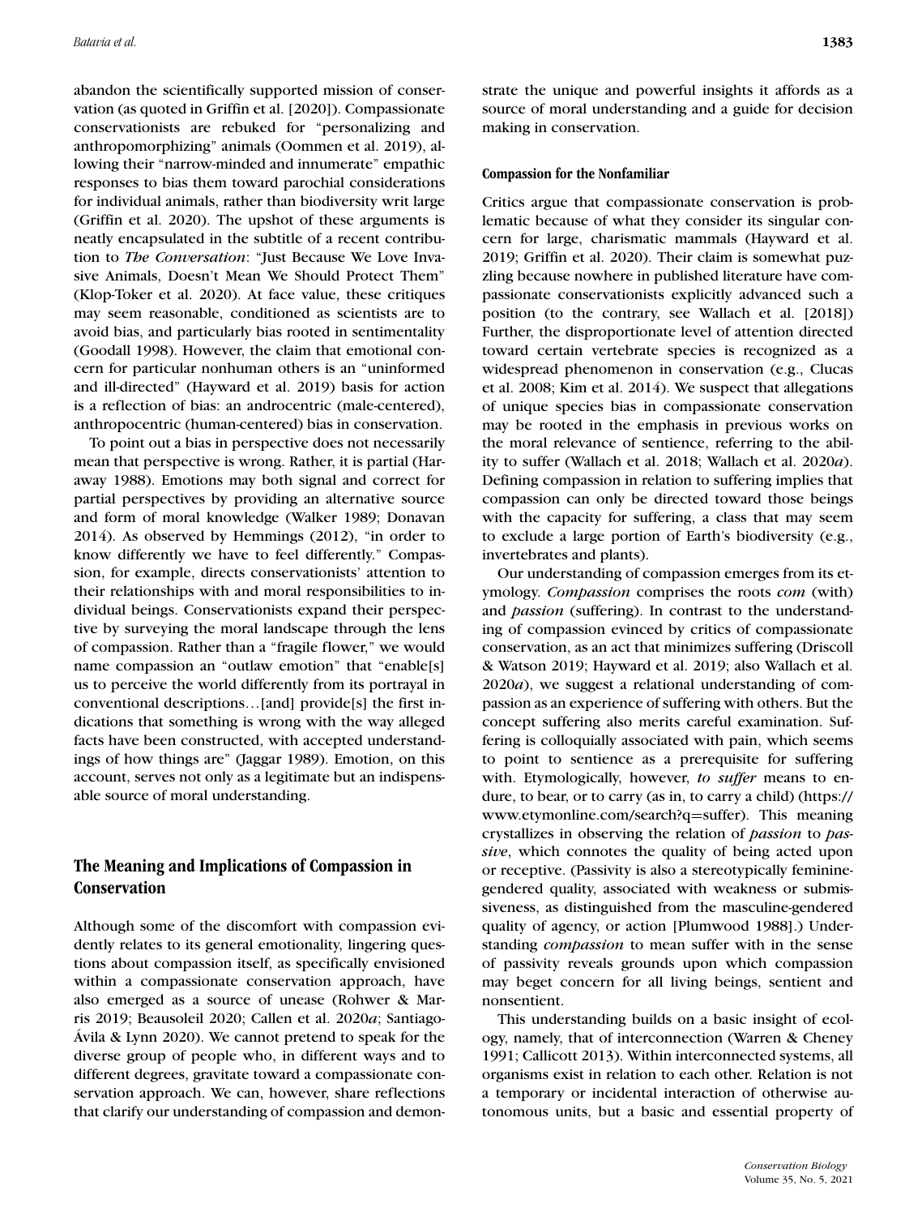abandon the scientifically supported mission of conservation (as quoted in Griffin et al. [2020]). Compassionate conservationists are rebuked for "personalizing and anthropomorphizing" animals (Oommen et al. 2019), allowing their "narrow-minded and innumerate" empathic responses to bias them toward parochial considerations for individual animals, rather than biodiversity writ large (Griffin et al. 2020). The upshot of these arguments is neatly encapsulated in the subtitle of a recent contribution to *The Conversation*: "Just Because We Love Invasive Animals, Doesn't Mean We Should Protect Them" (Klop-Toker et al. 2020). At face value, these critiques may seem reasonable, conditioned as scientists are to avoid bias, and particularly bias rooted in sentimentality (Goodall 1998). However, the claim that emotional concern for particular nonhuman others is an "uninformed and ill-directed" (Hayward et al. 2019) basis for action is a reflection of bias: an androcentric (male-centered), anthropocentric (human-centered) bias in conservation.

To point out a bias in perspective does not necessarily mean that perspective is wrong. Rather, it is partial (Haraway 1988). Emotions may both signal and correct for partial perspectives by providing an alternative source and form of moral knowledge (Walker 1989; Donavan 2014). As observed by Hemmings (2012), "in order to know differently we have to feel differently." Compassion, for example, directs conservationists' attention to their relationships with and moral responsibilities to individual beings. Conservationists expand their perspective by surveying the moral landscape through the lens of compassion. Rather than a "fragile flower," we would name compassion an "outlaw emotion" that "enable[s] us to perceive the world differently from its portrayal in conventional descriptions…[and] provide[s] the first indications that something is wrong with the way alleged facts have been constructed, with accepted understandings of how things are" (Jaggar 1989). Emotion, on this account, serves not only as a legitimate but an indispensable source of moral understanding.

## The Meaning and Implications of Compassion in Conservation

Although some of the discomfort with compassion evidently relates to its general emotionality, lingering questions about compassion itself, as specifically envisioned within a compassionate conservation approach, have also emerged as a source of unease (Rohwer & Marris 2019; Beausoleil 2020; Callen et al. 2020*a*; Santiago-Ávila & Lynn 2020). We cannot pretend to speak for the diverse group of people who, in different ways and to different degrees, gravitate toward a compassionate conservation approach. We can, however, share reflections that clarify our understanding of compassion and demonstrate the unique and powerful insights it affords as a source of moral understanding and a guide for decision making in conservation.

### Compassion for the Nonfamiliar

Critics argue that compassionate conservation is problematic because of what they consider its singular concern for large, charismatic mammals (Hayward et al. 2019; Griffin et al. 2020). Their claim is somewhat puzzling because nowhere in published literature have compassionate conservationists explicitly advanced such a position (to the contrary, see Wallach et al. [2018]) Further, the disproportionate level of attention directed toward certain vertebrate species is recognized as a widespread phenomenon in conservation (e.g., Clucas et al. 2008; Kim et al. 2014). We suspect that allegations of unique species bias in compassionate conservation may be rooted in the emphasis in previous works on the moral relevance of sentience, referring to the ability to suffer (Wallach et al. 2018; Wallach et al. 2020*a*). Defining compassion in relation to suffering implies that compassion can only be directed toward those beings with the capacity for suffering, a class that may seem to exclude a large portion of Earth's biodiversity (e.g., invertebrates and plants).

Our understanding of compassion emerges from its etymology. *Compassion* comprises the roots *com* (with) and *passion* (suffering). In contrast to the understanding of compassion evinced by critics of compassionate conservation, as an act that minimizes suffering (Driscoll & Watson 2019; Hayward et al. 2019; also Wallach et al. 2020*a*), we suggest a relational understanding of compassion as an experience of suffering with others. But the concept suffering also merits careful examination. Suffering is colloquially associated with pain, which seems to point to sentience as a prerequisite for suffering with. Etymologically, however, *to suffer* means to endure, to bear, or to carry (as in, to carry a child) (https://www.etymonline.com/search?q=suffer). This meaning crystallizes in observing the relation of *passion* to *passive*, which connotes the quality of being acted upon or receptive. (Passivity is also a stereotypically feminine-gendered quality, associated with weakness or submissiveness, as distinguished from the masculine-gendered quality of agency, or action [Plumwood 1988].) Understanding *compassion* to mean suffer with in the sense of passivity reveals grounds upon which compassion may beget concern for all living beings, sentient and nonsentient.

This understanding builds on a basic insight of ecology, namely, that of interconnection (Warren & Cheney 1991; Callicott 2013). Within interconnected systems, all organisms exist in relation to each other. Relation is not a temporary or incidental interaction of otherwise autonomous units, but a basic and essential property of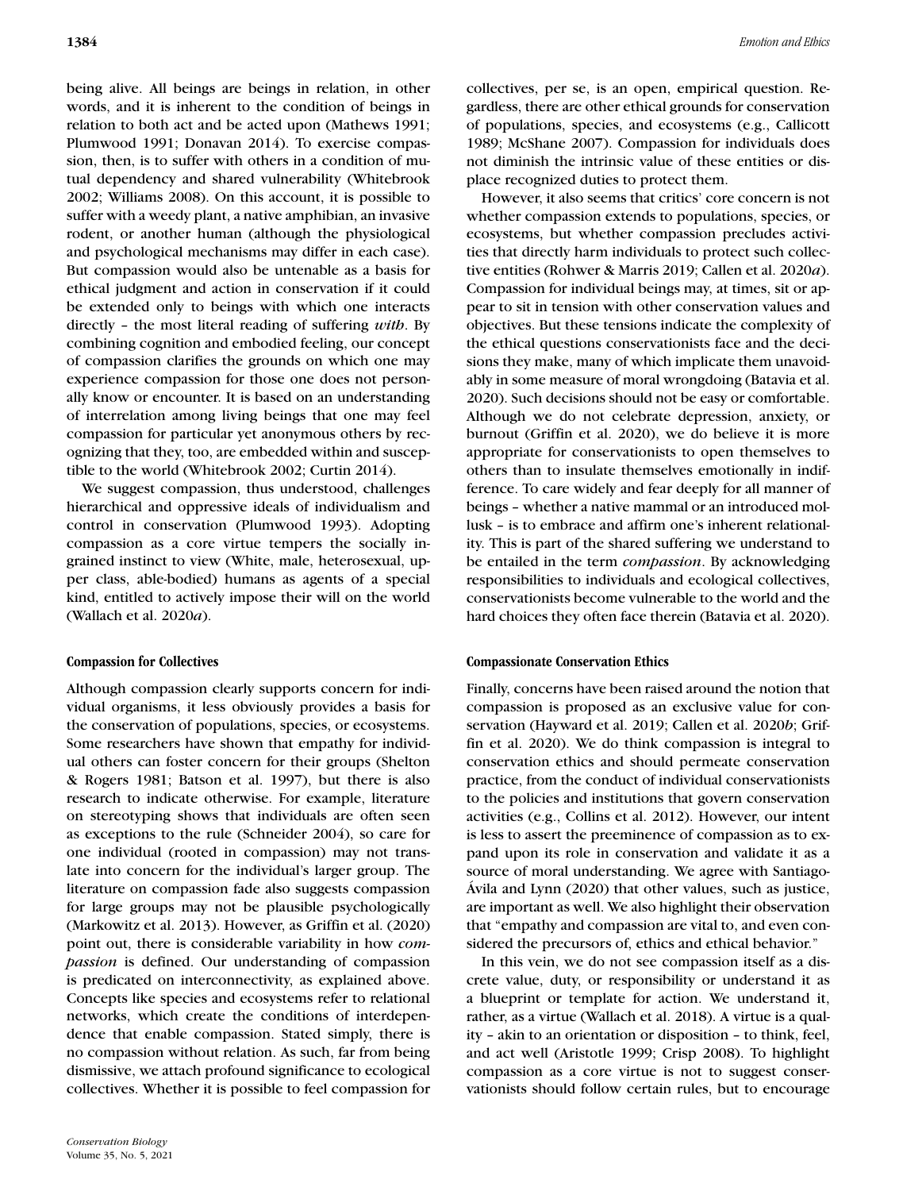being alive. All beings are beings in relation, in other words, and it is inherent to the condition of beings in relation to both act and be acted upon (Mathews 1991; Plumwood 1991; Donavan 2014). To exercise compassion, then, is to suffer with others in a condition of mutual dependency and shared vulnerability (Whitebrook 2002; Williams 2008). On this account, it is possible to suffer with a weedy plant, a native amphibian, an invasive rodent, or another human (although the physiological and psychological mechanisms may differ in each case). But compassion would also be untenable as a basis for ethical judgment and action in conservation if it could be extended only to beings with which one interacts directly – the most literal reading of suffering *with*. By combining cognition and embodied feeling, our concept of compassion clarifies the grounds on which one may experience compassion for those one does not personally know or encounter. It is based on an understanding of interrelation among living beings that one may feel compassion for particular yet anonymous others by recognizing that they, too, are embedded within and susceptible to the world (Whitebrook 2002; Curtin 2014).

We suggest compassion, thus understood, challenges hierarchical and oppressive ideals of individualism and control in conservation (Plumwood 1993). Adopting compassion as a core virtue tempers the socially ingrained instinct to view (White, male, heterosexual, upper class, able-bodied) humans as agents of a special kind, entitled to actively impose their will on the world (Wallach et al. 2020*a*).

## Compassion for Collectives

Although compassion clearly supports concern for individual organisms, it less obviously provides a basis for the conservation of populations, species, or ecosystems. Some researchers have shown that empathy for individual others can foster concern for their groups (Shelton & Rogers 1981; Batson et al. 1997), but there is also research to indicate otherwise. For example, literature on stereotyping shows that individuals are often seen as exceptions to the rule (Schneider 2004), so care for one individual (rooted in compassion) may not translate into concern for the individual's larger group. The literature on compassion fade also suggests compassion for large groups may not be plausible psychologically (Markowitz et al. 2013). However, as Griffin et al. (2020) point out, there is considerable variability in how *compassion* is defined. Our understanding of compassion is predicated on interconnectivity, as explained above. Concepts like species and ecosystems refer to relational networks, which create the conditions of interdependence that enable compassion. Stated simply, there is no compassion without relation. As such, far from being dismissive, we attach profound significance to ecological collectives. Whether it is possible to feel compassion for collectives, per se, is an open, empirical question. Regardless, there are other ethical grounds for conservation of populations, species, and ecosystems (e.g., Callicott 1989; McShane 2007). Compassion for individuals does not diminish the intrinsic value of these entities or displace recognized duties to protect them.

However, it also seems that critics' core concern is not whether compassion extends to populations, species, or ecosystems, but whether compassion precludes activities that directly harm individuals to protect such collective entities (Rohwer & Marris 2019; Callen et al. 2020*a*). Compassion for individual beings may, at times, sit or appear to sit in tension with other conservation values and objectives. But these tensions indicate the complexity of the ethical questions conservationists face and the decisions they make, many of which implicate them unavoidably in some measure of moral wrongdoing (Batavia et al. 2020). Such decisions should not be easy or comfortable. Although we do not celebrate depression, anxiety, or burnout (Griffin et al. 2020), we do believe it is more appropriate for conservationists to open themselves to others than to insulate themselves emotionally in indifference. To care widely and fear deeply for all manner of beings – whether a native mammal or an introduced mollusk – is to embrace and affirm one's inherent relationality. This is part of the shared suffering we understand to be entailed in the term *compassion*. By acknowledging responsibilities to individuals and ecological collectives, conservationists become vulnerable to the world and the hard choices they often face therein (Batavia et al. 2020).

## Compassionate Conservation Ethics

Finally, concerns have been raised around the notion that compassion is proposed as an exclusive value for conservation (Hayward et al. 2019; Callen et al. 2020*b*; Griffin et al. 2020). We do think compassion is integral to conservation ethics and should permeate conservation practice, from the conduct of individual conservationists to the policies and institutions that govern conservation activities (e.g., Collins et al. 2012). However, our intent is less to assert the preeminence of compassion as to expand upon its role in conservation and validate it as a source of moral understanding. We agree with Santiago-Ávila and Lynn (2020) that other values, such as justice, are important as well. We also highlight their observation that "empathy and compassion are vital to, and even considered the precursors of, ethics and ethical behavior."

In this vein, we do not see compassion itself as a discrete value, duty, or responsibility or understand it as a blueprint or template for action. We understand it, rather, as a virtue (Wallach et al. 2018). A virtue is a quality – akin to an orientation or disposition – to think, feel, and act well (Aristotle 1999; Crisp 2008). To highlight compassion as a core virtue is not to suggest conservationists should follow certain rules, but to encourage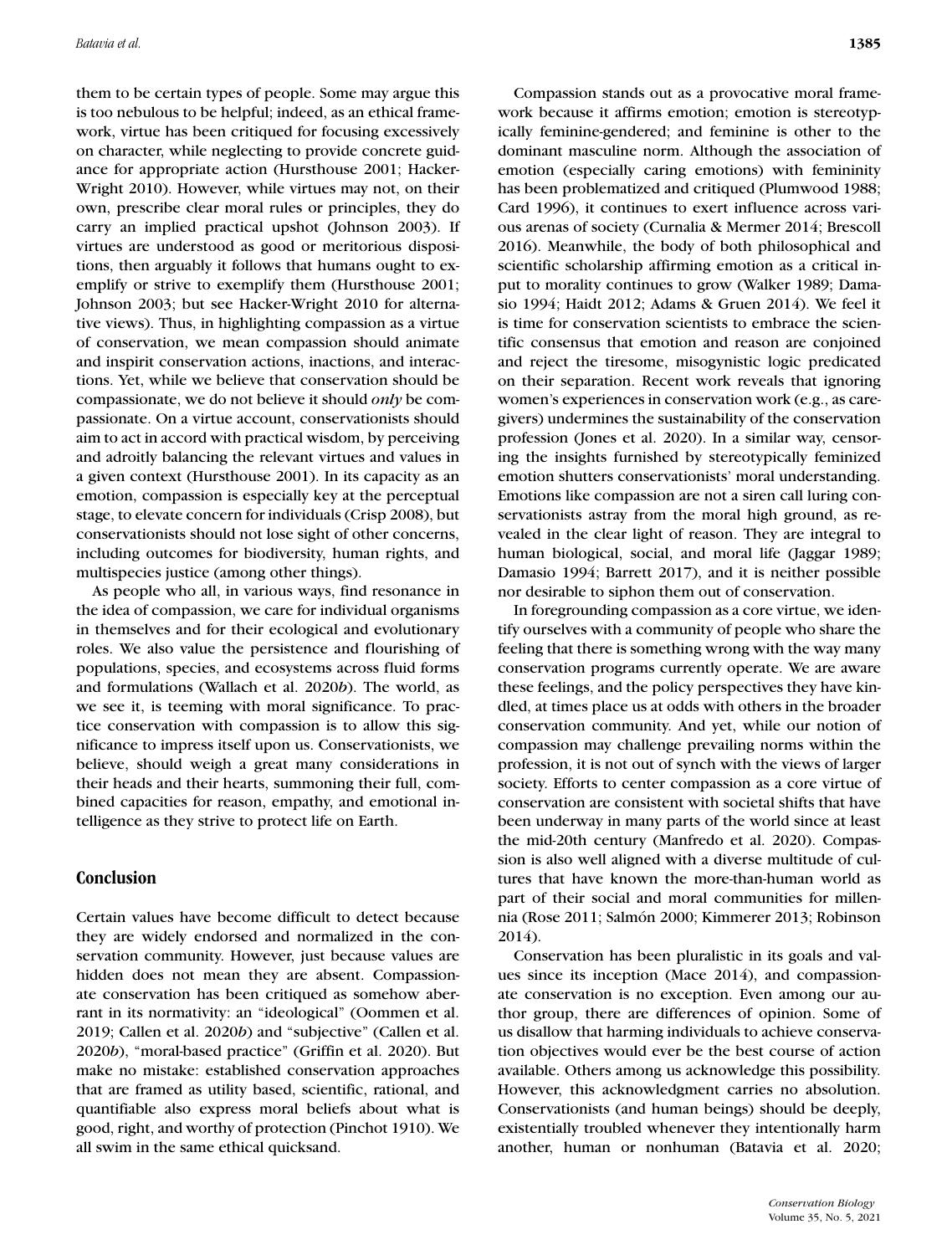them to be certain types of people. Some may argue this is too nebulous to be helpful; indeed, as an ethical framework, virtue has been critiqued for focusing excessively on character, while neglecting to provide concrete guidance for appropriate action (Hursthouse 2001; Hacker-Wright 2010). However, while virtues may not, on their own, prescribe clear moral rules or principles, they do carry an implied practical upshot (Johnson 2003). If virtues are understood as good or meritorious dispositions, then arguably it follows that humans ought to exemplify or strive to exemplify them (Hursthouse 2001; Johnson 2003; but see Hacker-Wright 2010 for alternative views). Thus, in highlighting compassion as a virtue of conservation, we mean compassion should animate and inspirit conservation actions, inactions, and interactions. Yet, while we believe that conservation should be compassionate, we do not believe it should *only* be compassionate. On a virtue account, conservationists should aim to act in accord with practical wisdom, by perceiving and adroitly balancing the relevant virtues and values in a given context (Hursthouse 2001). In its capacity as an emotion, compassion is especially key at the perceptual stage, to elevate concern for individuals (Crisp 2008), but conservationists should not lose sight of other concerns, including outcomes for biodiversity, human rights, and multispecies justice (among other things).

As people who all, in various ways, find resonance in the idea of compassion, we care for individual organisms in themselves and for their ecological and evolutionary roles. We also value the persistence and flourishing of populations, species, and ecosystems across fluid forms and formulations (Wallach et al. 2020*b*). The world, as we see it, is teeming with moral significance. To practice conservation with compassion is to allow this significance to impress itself upon us. Conservationists, we believe, should weigh a great many considerations in their heads and their hearts, summoning their full, combined capacities for reason, empathy, and emotional intelligence as they strive to protect life on Earth.

## Conclusion

Certain values have become difficult to detect because they are widely endorsed and normalized in the conservation community. However, just because values are hidden does not mean they are absent. Compassionate conservation has been critiqued as somehow aberrant in its normativity: an "ideological" (Oommen et al. 2019; Callen et al. 2020*b*) and "subjective" (Callen et al. 2020*b*), "moral-based practice" (Griffin et al. 2020). But make no mistake: established conservation approaches that are framed as utility based, scientific, rational, and quantifiable also express moral beliefs about what is good, right, and worthy of protection (Pinchot 1910). We all swim in the same ethical quicksand.

Compassion stands out as a provocative moral framework because it affirms emotion; emotion is stereotypically feminine-gendered; and feminine is other to the dominant masculine norm. Although the association of emotion (especially caring emotions) with femininity has been problematized and critiqued (Plumwood 1988; Card 1996), it continues to exert influence across various arenas of society (Curnalia & Mermer 2014; Brescoll 2016). Meanwhile, the body of both philosophical and scientific scholarship affirming emotion as a critical input to morality continues to grow (Walker 1989; Damasio 1994; Haidt 2012; Adams & Gruen 2014). We feel it is time for conservation scientists to embrace the scientific consensus that emotion and reason are conjoined and reject the tiresome, misogynistic logic predicated on their separation. Recent work reveals that ignoring women's experiences in conservation work (e.g., as caregivers) undermines the sustainability of the conservation profession (Jones et al. 2020). In a similar way, censoring the insights furnished by stereotypically feminized emotion shutters conservationists' moral understanding. Emotions like compassion are not a siren call luring conservationists astray from the moral high ground, as revealed in the clear light of reason. They are integral to human biological, social, and moral life (Jaggar 1989; Damasio 1994; Barrett 2017), and it is neither possible nor desirable to siphon them out of conservation.

In foregrounding compassion as a core virtue, we identify ourselves with a community of people who share the feeling that there is something wrong with the way many conservation programs currently operate. We are aware these feelings, and the policy perspectives they have kindled, at times place us at odds with others in the broader conservation community. And yet, while our notion of compassion may challenge prevailing norms within the profession, it is not out of synch with the views of larger society. Efforts to center compassion as a core virtue of conservation are consistent with societal shifts that have been underway in many parts of the world since at least the mid-20th century (Manfredo et al. 2020). Compassion is also well aligned with a diverse multitude of cultures that have known the more-than-human world as part of their social and moral communities for millennia (Rose 2011; Salmón 2000; Kimmerer 2013; Robinson 2014).

Conservation has been pluralistic in its goals and values since its inception (Mace 2014), and compassionate conservation is no exception. Even among our author group, there are differences of opinion. Some of us disallow that harming individuals to achieve conservation objectives would ever be the best course of action available. Others among us acknowledge this possibility. However, this acknowledgment carries no absolution. Conservationists (and human beings) should be deeply, existentially troubled whenever they intentionally harm another, human or nonhuman (Batavia et al. 2020;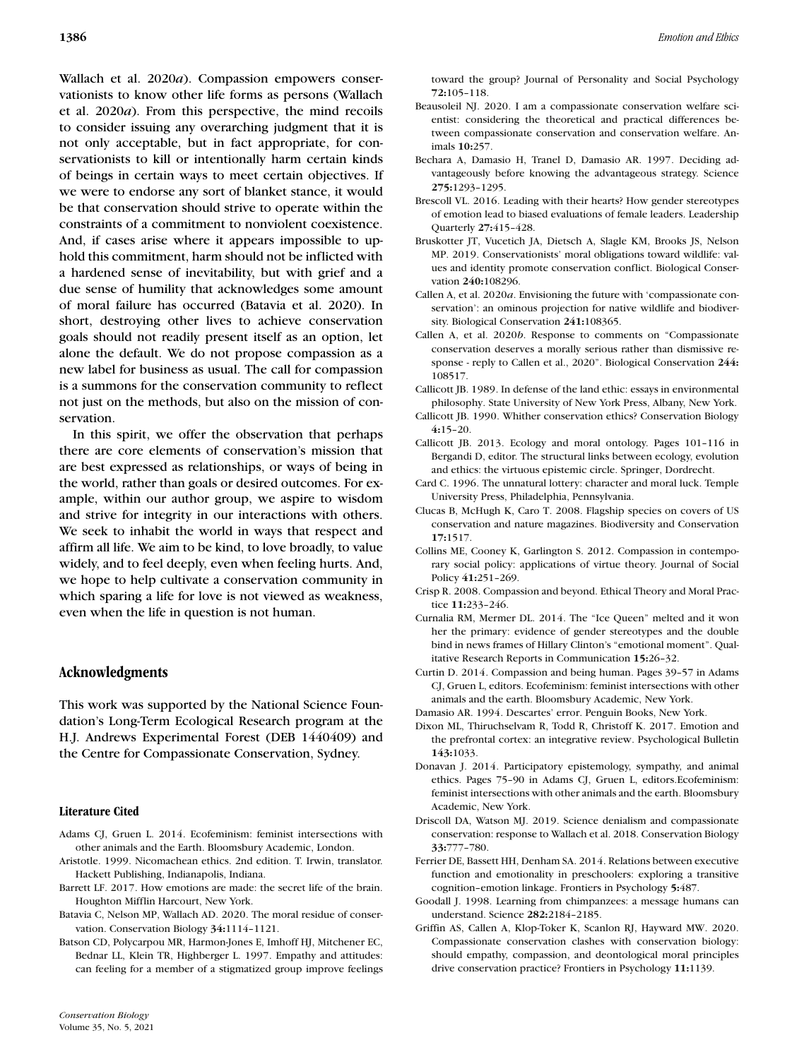Wallach et al. 2020*a*). Compassion empowers conservationists to know other life forms as persons (Wallach et al. 2020*a*). From this perspective, the mind recoils to consider issuing any overarching judgment that it is not only acceptable, but in fact appropriate, for conservationists to kill or intentionally harm certain kinds of beings in certain ways to meet certain objectives. If we were to endorse any sort of blanket stance, it would be that conservation should strive to operate within the constraints of a commitment to nonviolent coexistence. And, if cases arise where it appears impossible to uphold this commitment, harm should not be inflicted with a hardened sense of inevitability, but with grief and a due sense of humility that acknowledges some amount of moral failure has occurred (Batavia et al. 2020). In short, destroying other lives to achieve conservation goals should not readily present itself as an option, let alone the default. We do not propose compassion as a new label for business as usual. The call for compassion is a summons for the conservation community to reflect not just on the methods, but also on the mission of conservation.

In this spirit, we offer the observation that perhaps there are core elements of conservation's mission that are best expressed as relationships, or ways of being in the world, rather than goals or desired outcomes. For example, within our author group, we aspire to wisdom and strive for integrity in our interactions with others. We seek to inhabit the world in ways that respect and affirm all life. We aim to be kind, to love broadly, to value widely, and to feel deeply, even when feeling hurts. And, we hope to help cultivate a conservation community in which sparing a life for love is not viewed as weakness, even when the life in question is not human.

## Acknowledgments

This work was supported by the National Science Foundation's Long-Term Ecological Research program at the H.J. Andrews Experimental Forest (DEB 1440409) and the Centre for Compassionate Conservation, Sydney.

### Literature Cited

Adams CJ, Gruen L. 2014. Ecofeminism: feminist intersections with other animals and the Earth. Bloomsbury Academic, London.

Aristotle. 1999. Nicomachean ethics. 2nd edition. T. Irwin, translator. Hackett Publishing, Indianapolis, Indiana.

Barrett LF. 2017. How emotions are made: the secret life of the brain. Houghton Mifflin Harcourt, New York.

Batavia C, Nelson MP, Wallach AD. 2020. The moral residue of conservation. Conservation Biology **34:**1114–1121.

Batson CD, Polycarpou MR, Harmon-Jones E, Imhoff HJ, Mitchener EC, Bednar LL, Klein TR, Highberger L. 1997. Empathy and attitudes: can feeling for a member of a stigmatized group improve feelings toward the group? Journal of Personality and Social Psychology **72:**105–118.

Beausoleil NJ. 2020. I am a compassionate conservation welfare scientist: considering the theoretical and practical differences between compassionate conservation and conservation welfare. Animals **10:**257.

Bechara A, Damasio H, Tranel D, Damasio AR. 1997. Deciding advantageously before knowing the advantageous strategy. Science **275:**1293–1295.

Brescoll VL. 2016. Leading with their hearts? How gender stereotypes of emotion lead to biased evaluations of female leaders. Leadership Quarterly **27:**415–428.

Bruskotter JT, Vucetich JA, Dietsch A, Slagle KM, Brooks JS, Nelson MP. 2019. Conservationists' moral obligations toward wildlife: values and identity promote conservation conflict. Biological Conservation **240:**108296.

Callen A, et al. 2020*a*. Envisioning the future with 'compassionate conservation': an ominous projection for native wildlife and biodiversity. Biological Conservation **241:**108365.

Callen A, et al. 2020*b*. Response to comments on "Compassionate conservation deserves a morally serious rather than dismissive response - reply to Callen et al., 2020". Biological Conservation **244:** 108517.

Callicott JB. 1989. In defense of the land ethic: essays in environmental philosophy. State University of New York Press, Albany, New York.

Callicott JB. 1990. Whither conservation ethics? Conservation Biology **4:**15–20.

Callicott JB. 2013. Ecology and moral ontology. Pages 101–116 in Bergandi D, editor. The structural links between ecology, evolution and ethics: the virtuous epistemic circle. Springer, Dordrecht.

Card C. 1996. The unnatural lottery: character and moral luck. Temple University Press, Philadelphia, Pennsylvania.

Clucas B, McHugh K, Caro T. 2008. Flagship species on covers of US conservation and nature magazines. Biodiversity and Conservation **17:**1517.

Collins ME, Cooney K, Garlington S. 2012. Compassion in contemporary social policy: applications of virtue theory. Journal of Social Policy **41:**251–269.

Crisp R. 2008. Compassion and beyond. Ethical Theory and Moral Practice **11:**233–246.

Curnalia RM, Mermer DL. 2014. The "Ice Queen" melted and it won her the primary: evidence of gender stereotypes and the double bind in news frames of Hillary Clinton's "emotional moment". Qualitative Research Reports in Communication **15:**26–32.

Curtin D. 2014. Compassion and being human. Pages 39–57 in Adams CJ, Gruen L, editors. Ecofeminism: feminist intersections with other animals and the earth. Bloomsbury Academic, New York.

Damasio AR. 1994. Descartes' error. Penguin Books, New York.

Dixon ML, Thiruchselvam R, Todd R, Christoff K. 2017. Emotion and the prefrontal cortex: an integrative review. Psychological Bulletin **143:**1033.

Donavan J. 2014. Participatory epistemology, sympathy, and animal ethics. Pages 75–90 in Adams CJ, Gruen L, editors.Ecofeminism: feminist intersections with other animals and the earth. Bloomsbury Academic, New York.

Driscoll DA, Watson MJ. 2019. Science denialism and compassionate conservation: response to Wallach et al. 2018. Conservation Biology **33:**777–780.

Ferrier DE, Bassett HH, Denham SA. 2014. Relations between executive function and emotionality in preschoolers: exploring a transitive cognition–emotion linkage. Frontiers in Psychology **5:**487.

Goodall J. 1998. Learning from chimpanzees: a message humans can understand. Science **282:**2184–2185.

Griffin AS, Callen A, Klop-Toker K, Scanlon RJ, Hayward MW. 2020. Compassionate conservation clashes with conservation biology: should empathy, compassion, and deontological moral principles drive conservation practice? Frontiers in Psychology **11:**1139.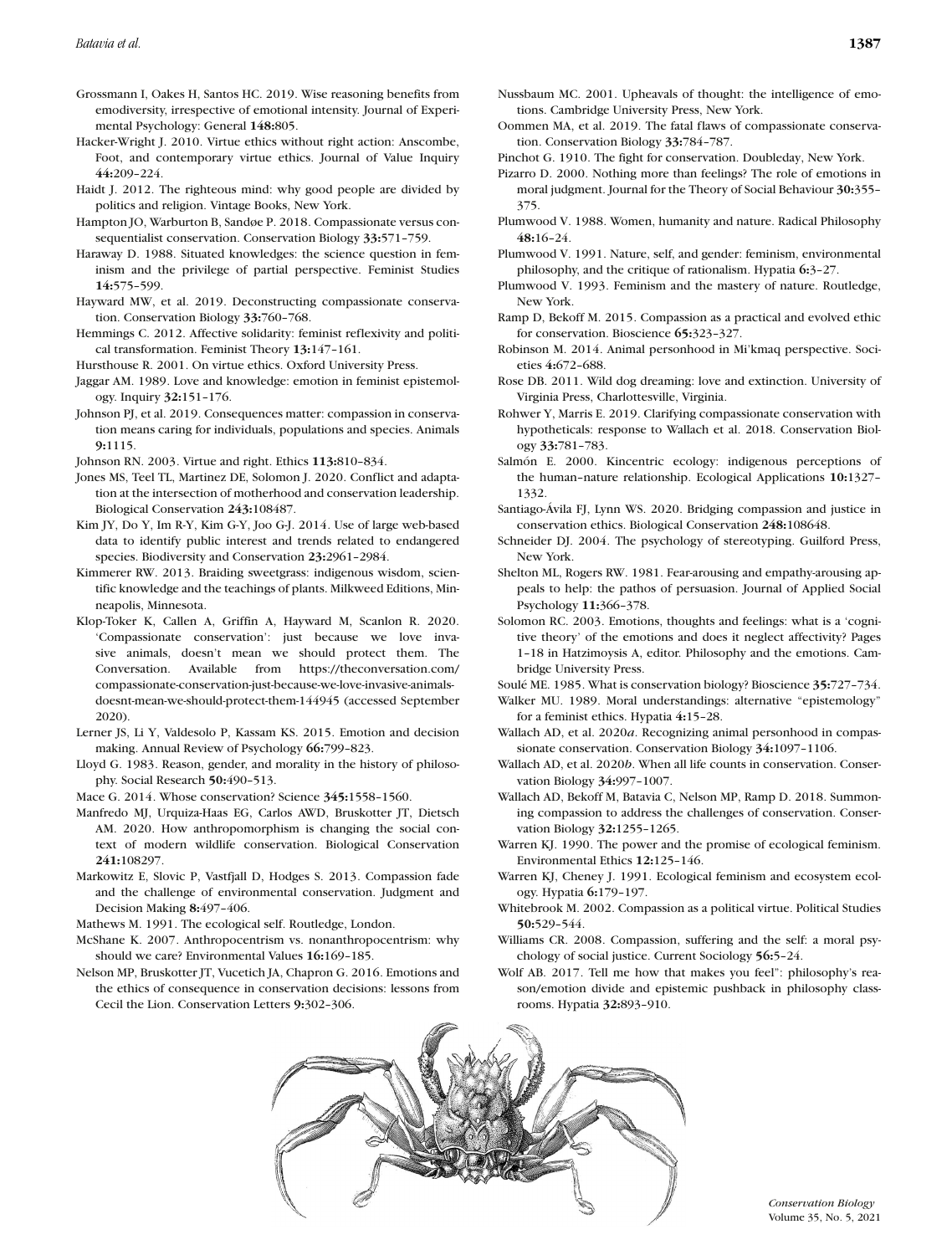Grossmann I, Oakes H, Santos HC. 2019. Wise reasoning benefits from emodiversity, irrespective of emotional intensity. Journal of Experimental Psychology: General **148:**805.

Hacker-Wright J. 2010. Virtue ethics without right action: Anscombe, Foot, and contemporary virtue ethics. Journal of Value Inquiry **44:**209–224.

Haidt J. 2012. The righteous mind: why good people are divided by politics and religion. Vintage Books, New York.

Hampton JO, Warburton B, Sandøe P. 2018. Compassionate versus consequentialist conservation. Conservation Biology **33:**571–759.

Haraway D. 1988. Situated knowledges: the science question in feminism and the privilege of partial perspective. Feminist Studies **14:**575–599.

Hayward MW, et al. 2019. Deconstructing compassionate conservation. Conservation Biology **33:**760–768.

Hemmings C. 2012. Affective solidarity: feminist reflexivity and political transformation. Feminist Theory **13:**147–161.

Hursthouse R. 2001. On virtue ethics. Oxford University Press.

Jaggar AM. 1989. Love and knowledge: emotion in feminist epistemology. Inquiry **32:**151–176.

Johnson PJ, et al. 2019. Consequences matter: compassion in conservation means caring for individuals, populations and species. Animals **9:**1115.

Johnson RN. 2003. Virtue and right. Ethics **113:**810–834.

Jones MS, Teel TL, Martinez DE, Solomon J. 2020. Conflict and adaptation at the intersection of motherhood and conservation leadership. Biological Conservation **243:**108487.

Kim JY, Do Y, Im R-Y, Kim G-Y, Joo G-J. 2014. Use of large web-based data to identify public interest and trends related to endangered species. Biodiversity and Conservation **23:**2961–2984.

Kimmerer RW. 2013. Braiding sweetgrass: indigenous wisdom, scientific knowledge and the teachings of plants. Milkweed Editions, Minneapolis, Minnesota.

Klop-Toker K, Callen A, Griffin A, Hayward M, Scanlon R. 2020. 'Compassionate conservation': just because we love invasive animals, doesn't mean we should protect them. The Conversation. Available from https://theconversation.com/compassionate-conservation-just-because-we-love-invasive-animals-doesnt-mean-we-should-protect-them-144945 (accessed September 2020).

Lerner JS, Li Y, Valdesolo P, Kassam KS. 2015. Emotion and decision making. Annual Review of Psychology **66:**799–823.

Lloyd G. 1983. Reason, gender, and morality in the history of philosophy. Social Research **50:**490–513.

Mace G. 2014. Whose conservation? Science **345:**1558–1560.

Manfredo MJ, Urquiza-Haas EG, Carlos AWD, Bruskotter JT, Dietsch AM. 2020. How anthropomorphism is changing the social context of modern wildlife conservation. Biological Conservation **241:**108297.

Markowitz E, Slovic P, Vastfjall D, Hodges S. 2013. Compassion fade and the challenge of environmental conservation. Judgment and Decision Making **8:**497–406.

Mathews M. 1991. The ecological self. Routledge, London.

McShane K. 2007. Anthropocentrism vs. nonanthropocentrism: why should we care? Environmental Values **16:**169–185.

Nelson MP, Bruskotter JT, Vucetich JA, Chapron G. 2016. Emotions and the ethics of consequence in conservation decisions: lessons from Cecil the Lion. Conservation Letters **9:**302–306.

Nussbaum MC. 2001. Upheavals of thought: the intelligence of emotions. Cambridge University Press, New York.

Oommen MA, et al. 2019. The fatal flaws of compassionate conservation. Conservation Biology **33:**784–787.

Pinchot G. 1910. The fight for conservation. Doubleday, New York.

Pizarro D. 2000. Nothing more than feelings? The role of emotions in moral judgment. Journal for the Theory of Social Behaviour **30:**355–375.

Plumwood V. 1988. Women, humanity and nature. Radical Philosophy **48:**16–24.

Plumwood V. 1991. Nature, self, and gender: feminism, environmental philosophy, and the critique of rationalism. Hypatia **6:**3–27.

Plumwood V. 1993. Feminism and the mastery of nature. Routledge, New York.

Ramp D, Bekoff M. 2015. Compassion as a practical and evolved ethic for conservation. Bioscience **65:**323–327.

Robinson M. 2014. Animal personhood in Mi'kmaq perspective. Societies **4:**672–688.

Rose DB. 2011. Wild dog dreaming: love and extinction. University of Virginia Press, Charlottesville, Virginia.

Rohwer Y, Marris E. 2019. Clarifying compassionate conservation with hypotheticals: response to Wallach et al. 2018. Conservation Biology **33:**781–783.

Salmón E. 2000. Kincentric ecology: indigenous perceptions of the human–nature relationship. Ecological Applications **10:**1327–1332.

Santiago-Ávila FJ, Lynn WS. 2020. Bridging compassion and justice in conservation ethics. Biological Conservation **248:**108648.

Schneider DJ. 2004. The psychology of stereotyping. Guilford Press, New York.

Shelton ML, Rogers RW. 1981. Fear-arousing and empathy-arousing appeals to help: the pathos of persuasion. Journal of Applied Social Psychology **11:**366–378.

Solomon RC. 2003. Emotions, thoughts and feelings: what is a 'cognitive theory' of the emotions and does it neglect affectivity? Pages 1–18 in Hatzimoysis A, editor. Philosophy and the emotions. Cambridge University Press.

Soulé ME. 1985. What is conservation biology? Bioscience **35:**727–734.

Walker MU. 1989. Moral understandings: alternative "epistemology" for a feminist ethics. Hypatia **4:**15–28.

Wallach AD, et al. 2020*a*. Recognizing animal personhood in compassionate conservation. Conservation Biology **34:**1097–1106.

Wallach AD, et al. 2020*b*. When all life counts in conservation. Conservation Biology **34:**997–1007.

Wallach AD, Bekoff M, Batavia C, Nelson MP, Ramp D. 2018. Summoning compassion to address the challenges of conservation. Conservation Biology **32:**1255–1265.

Warren KJ. 1990. The power and the promise of ecological feminism. Environmental Ethics **12:**125–146.

Warren KJ, Cheney J. 1991. Ecological feminism and ecosystem ecology. Hypatia **6:**179–197.

Whitebrook M. 2002. Compassion as a political virtue. Political Studies **50:**529–544.

Williams CR. 2008. Compassion, suffering and the self: a moral psychology of social justice. Current Sociology **56:**5–24.

Wolf AB. 2017. Tell me how that makes you feel": philosophy's reason/emotion divide and epistemic pushback in philosophy classrooms. Hypatia **32:**893–910.